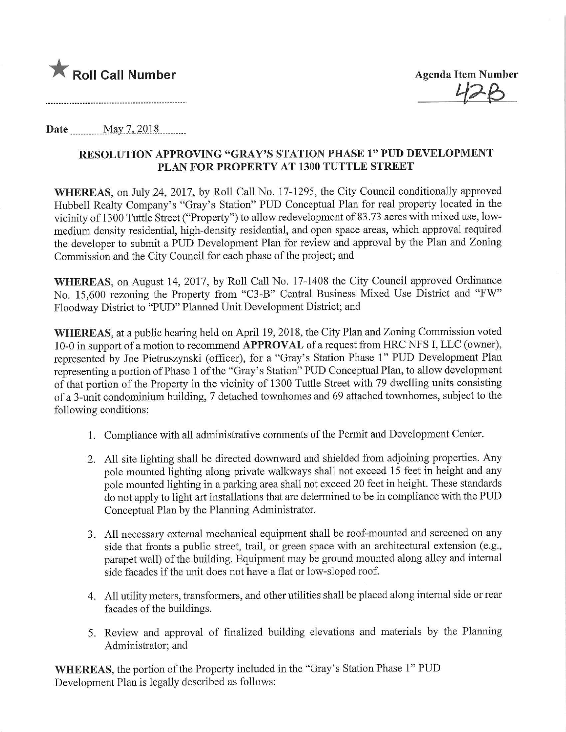★ **Roll Call Number**

**Agenda Item Number**

42B

Date May 7, 2018

## RESOLUTION APPROVING "GRAY'S STATION PHASE 1" PUD DEVELOPMENT PLAN FOR PROPERTY AT 1300 TUTTLE STREET

**WHEREAS**, on July 24, 2017, by Roll Call No. 17-1295, the City Council conditionally approved Hubbell Realty Company's "Gray's Station" PUD Conceptual Plan for real property located in the vicinity of 1300 Tuttle Street ("Property") to allow redevelopment of 83.73 acres with mixed use, low-medium density residential, high-density residential, and open space areas, which approval required the developer to submit a PUD Development Plan for review and approval by the Plan and Zoning Commission and the City Council for each phase of the project; and

**WHEREAS**, on August 14, 2017, by Roll Call No. 17-1408 the City Council approved Ordinance No. 15,600 rezoning the Property from "C3-B" Central Business Mixed Use District and "FW" Floodway District to "PUD" Planned Unit Development District; and

**WHEREAS**, at a public hearing held on April 19, 2018, the City Plan and Zoning Commission voted 10-0 in support of a motion to recommend **APPROVAL** of a request from HRC NFS I, LLC (owner), represented by Joe Pietruszynski (officer), for a "Gray's Station Phase 1" PUD Development Plan representing a portion of Phase 1 of the "Gray's Station" PUD Conceptual Plan, to allow development of that portion of the Property in the vicinity of 1300 Tuttle Street with 79 dwelling units consisting of a 3-unit condominium building, 7 detached townhomes and 69 attached townhomes, subject to the following conditions:

1. Compliance with all administrative comments of the Permit and Development Center.
2. All site lighting shall be directed downward and shielded from adjoining properties. Any pole mounted lighting along private walkways shall not exceed 15 feet in height and any pole mounted lighting in a parking area shall not exceed 20 feet in height. These standards do not apply to light art installations that are determined to be in compliance with the PUD Conceptual Plan by the Planning Administrator.
3. All necessary external mechanical equipment shall be roof-mounted and screened on any side that fronts a public street, trail, or green space with an architectural extension (e.g., parapet wall) of the building. Equipment may be ground mounted along alley and internal side facades if the unit does not have a flat or low-sloped roof.
4. All utility meters, transformers, and other utilities shall be placed along internal side or rear facades of the buildings.
5. Review and approval of finalized building elevations and materials by the Planning Administrator; and

**WHEREAS**, the portion of the Property included in the "Gray's Station Phase 1" PUD Development Plan is legally described as follows: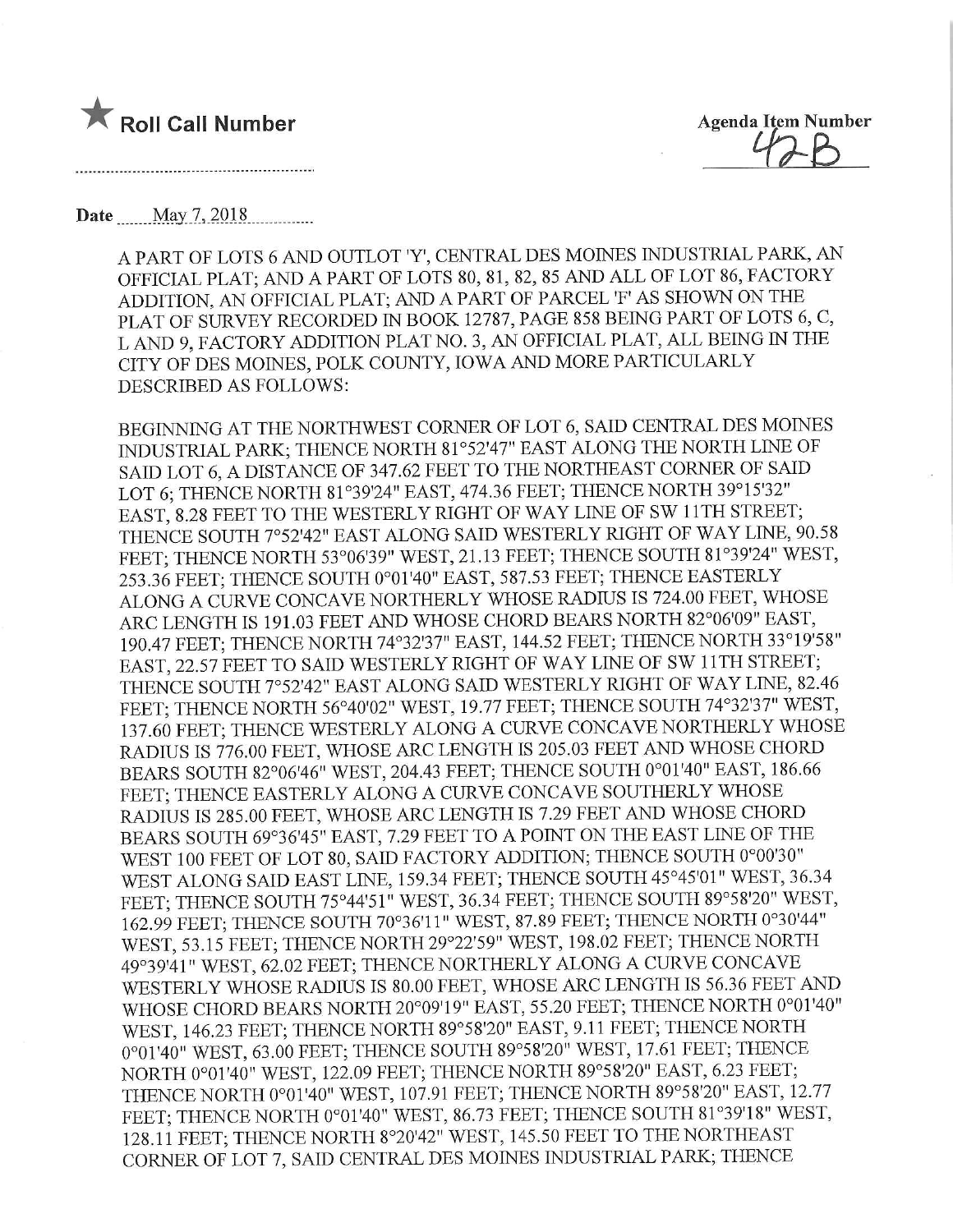★ **Roll Call Number**

**Agenda Item Number**
42B

**Date** May 7, 2018

A PART OF LOTS 6 AND OUTLOT 'Y', CENTRAL DES MOINES INDUSTRIAL PARK, AN OFFICIAL PLAT; AND A PART OF LOTS 80, 81, 82, 85 AND ALL OF LOT 86, FACTORY ADDITION, AN OFFICIAL PLAT; AND A PART OF PARCEL 'F' AS SHOWN ON THE PLAT OF SURVEY RECORDED IN BOOK 12787, PAGE 858 BEING PART OF LOTS 6, C, L AND 9, FACTORY ADDITION PLAT NO. 3, AN OFFICIAL PLAT, ALL BEING IN THE CITY OF DES MOINES, POLK COUNTY, IOWA AND MORE PARTICULARLY DESCRIBED AS FOLLOWS:

BEGINNING AT THE NORTHWEST CORNER OF LOT 6, SAID CENTRAL DES MOINES INDUSTRIAL PARK; THENCE NORTH 81°52'47" EAST ALONG THE NORTH LINE OF SAID LOT 6, A DISTANCE OF 347.62 FEET TO THE NORTHEAST CORNER OF SAID LOT 6; THENCE NORTH 81°39'24" EAST, 474.36 FEET; THENCE NORTH 39°15'32" EAST, 8.28 FEET TO THE WESTERLY RIGHT OF WAY LINE OF SW 11TH STREET; THENCE SOUTH 7°52'42" EAST ALONG SAID WESTERLY RIGHT OF WAY LINE, 90.58 FEET; THENCE NORTH 53°06'39" WEST, 21.13 FEET; THENCE SOUTH 81°39'24" WEST, 253.36 FEET; THENCE SOUTH 0°01'40" EAST, 587.53 FEET; THENCE EASTERLY ALONG A CURVE CONCAVE NORTHERLY WHOSE RADIUS IS 724.00 FEET, WHOSE ARC LENGTH IS 191.03 FEET AND WHOSE CHORD BEARS NORTH 82°06'09" EAST, 190.47 FEET; THENCE NORTH 74°32'37" EAST, 144.52 FEET; THENCE NORTH 33°19'58" EAST, 22.57 FEET TO SAID WESTERLY RIGHT OF WAY LINE OF SW 11TH STREET; THENCE SOUTH 7°52'42" EAST ALONG SAID WESTERLY RIGHT OF WAY LINE, 82.46 FEET; THENCE NORTH 56°40'02" WEST, 19.77 FEET; THENCE SOUTH 74°32'37" WEST, 137.60 FEET; THENCE WESTERLY ALONG A CURVE CONCAVE NORTHERLY WHOSE RADIUS IS 776.00 FEET, WHOSE ARC LENGTH IS 205.03 FEET AND WHOSE CHORD BEARS SOUTH 82°06'46" WEST, 204.43 FEET; THENCE SOUTH 0°01'40" EAST, 186.66 FEET; THENCE EASTERLY ALONG A CURVE CONCAVE SOUTHERLY WHOSE RADIUS IS 285.00 FEET, WHOSE ARC LENGTH IS 7.29 FEET AND WHOSE CHORD BEARS SOUTH 69°36'45" EAST, 7.29 FEET TO A POINT ON THE EAST LINE OF THE WEST 100 FEET OF LOT 80, SAID FACTORY ADDITION; THENCE SOUTH 0°00'30" WEST ALONG SAID EAST LINE, 159.34 FEET; THENCE SOUTH 45°45'01" WEST, 36.34 FEET; THENCE SOUTH 75°44'51" WEST, 36.34 FEET; THENCE SOUTH 89°58'20" WEST, 162.99 FEET; THENCE SOUTH 70°36'11" WEST, 87.89 FEET; THENCE NORTH 0°30'44" WEST, 53.15 FEET; THENCE NORTH 29°22'59" WEST, 198.02 FEET; THENCE NORTH 49°39'41" WEST, 62.02 FEET; THENCE NORTHERLY ALONG A CURVE CONCAVE WESTERLY WHOSE RADIUS IS 80.00 FEET, WHOSE ARC LENGTH IS 56.36 FEET AND WHOSE CHORD BEARS NORTH 20°09'19" EAST, 55.20 FEET; THENCE NORTH 0°01'40" WEST, 146.23 FEET; THENCE NORTH 89°58'20" EAST, 9.11 FEET; THENCE NORTH 0°01'40" WEST, 63.00 FEET; THENCE SOUTH 89°58'20" WEST, 17.61 FEET; THENCE NORTH 0°01'40" WEST, 122.09 FEET; THENCE NORTH 89°58'20" EAST, 6.23 FEET; THENCE NORTH 0°01'40" WEST, 107.91 FEET; THENCE NORTH 89°58'20" EAST, 12.77 FEET; THENCE NORTH 0°01'40" WEST, 86.73 FEET; THENCE SOUTH 81°39'18" WEST, 128.11 FEET; THENCE NORTH 8°20'42" WEST, 145.50 FEET TO THE NORTHEAST CORNER OF LOT 7, SAID CENTRAL DES MOINES INDUSTRIAL PARK; THENCE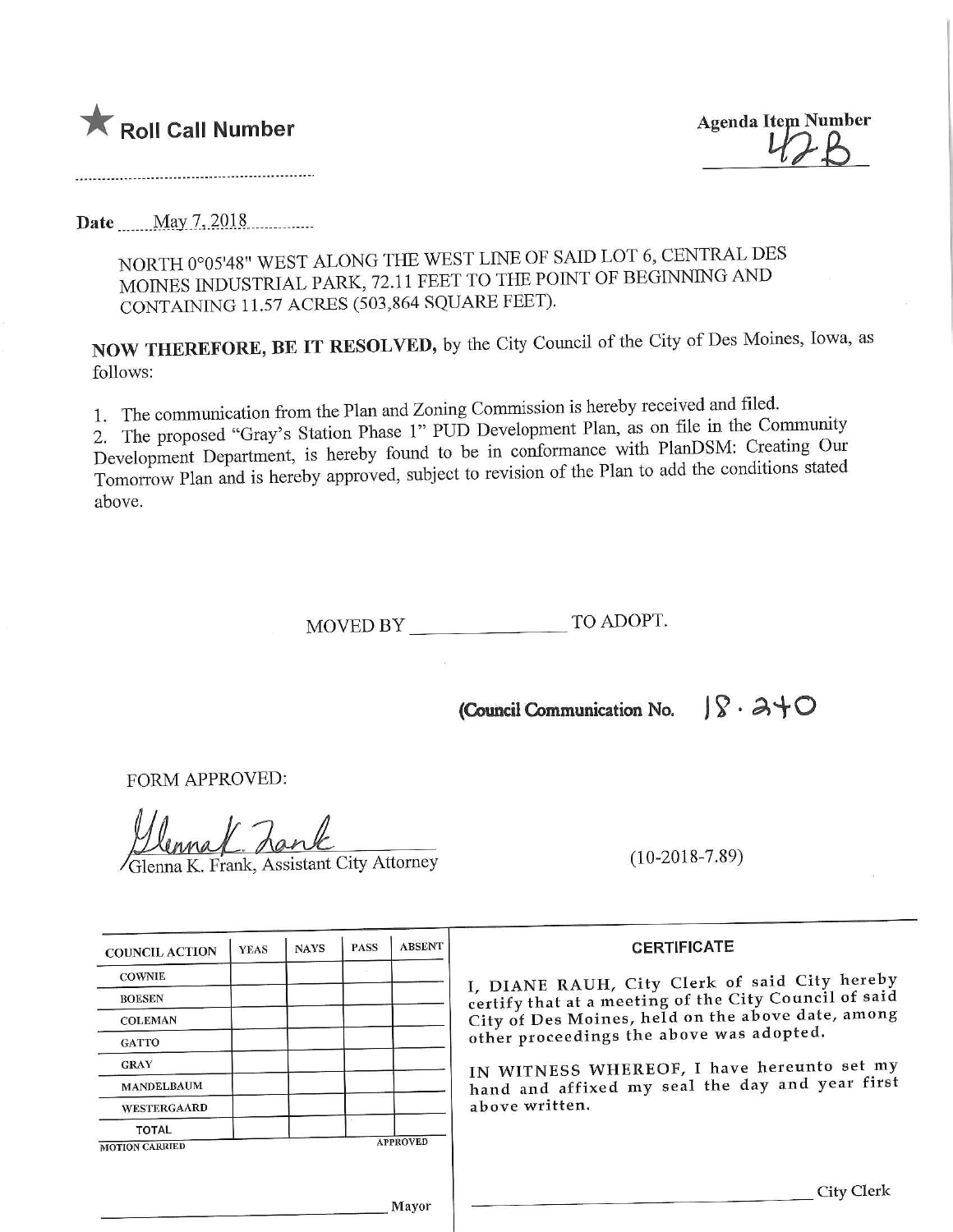★ **Roll Call Number**

..............................................................

**Agenda Item Number**
42B

**Date** May 7, 2018

NORTH 0°05'48" WEST ALONG THE WEST LINE OF SAID LOT 6, CENTRAL DES MOINES INDUSTRIAL PARK, 72.11 FEET TO THE POINT OF BEGINNING AND CONTAINING 11.57 ACRES (503,864 SQUARE FEET).

**NOW THEREFORE, BE IT RESOLVED,** by the City Council of the City of Des Moines, Iowa, as follows:

1. The communication from the Plan and Zoning Commission is hereby received and filed.
2. The proposed "Gray's Station Phase 1" PUD Development Plan, as on file in the Community Development Department, is hereby found to be in conformance with PlanDSM: Creating Our Tomorrow Plan and is hereby approved, subject to revision of the Plan to add the conditions stated above.

MOVED BY ______________ TO ADOPT.

**(Council Communication No.** 18-240

FORM APPROVED:

Glenna K. Frank
Glenna K. Frank, Assistant City Attorney

(10-2018-7.89)

| COUNCIL ACTION | YEAS | NAYS | PASS | ABSENT |
|---|---|---|---|---|
| COWNIE | | | | |
| BOESEN | | | | |
| COLEMAN | | | | |
| GATTO | | | | |
| GRAY | | | | |
| MANDELBAUM | | | | |
| WESTERGAARD | | | | |
| TOTAL | | | | |

MOTION CARRIED APPROVED

______________________________ Mayor

**CERTIFICATE**

I, DIANE RAUH, City Clerk of said City hereby certify that at a meeting of the City Council of said City of Des Moines, held on the above date, among other proceedings the above was adopted.

IN WITNESS WHEREOF, I have hereunto set my hand and affixed my seal the day and year first above written.

______________________________ City Clerk